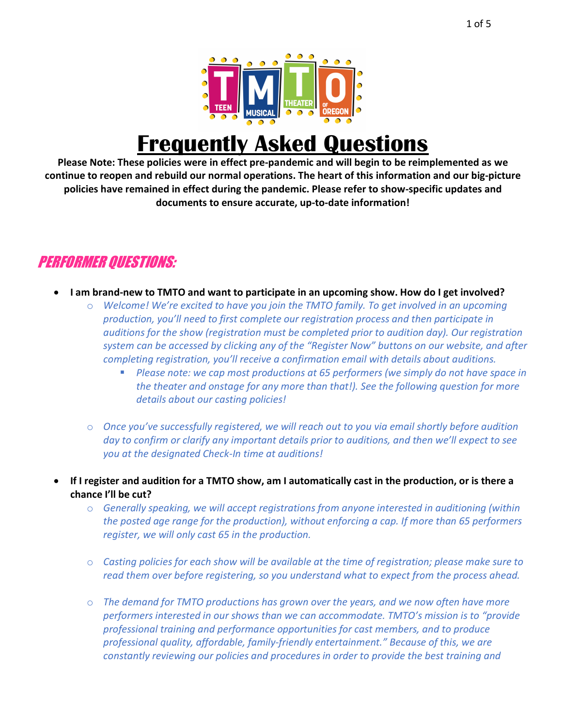# Frequently Asked Questions

**Please Note: These policies were in effect pre-pandemic and will begin to be reimplemented as we continue to reopen and rebuild our normal operations. The heart of this information and our big-picture policies have remained in effect during the pandemic. Please refer to show-specific updates and documents to ensure accurate, up-to-date information!**

## *PERFORMER QUESTIONS:*

- **I am brand-new to TMTO and want to participate in an upcoming show. How do I get involved?**
  - *Welcome! We're excited to have you join the TMTO family. To get involved in an upcoming production, you'll need to first complete our registration process and then participate in auditions for the show (registration must be completed prior to audition day). Our registration system can be accessed by clicking any of the "Register Now" buttons on our website, and after completing registration, you'll receive a confirmation email with details about auditions.*
    - *Please note: we cap most productions at 65 performers (we simply do not have space in the theater and onstage for any more than that!). See the following question for more details about our casting policies!*
  - *Once you've successfully registered, we will reach out to you via email shortly before audition day to confirm or clarify any important details prior to auditions, and then we'll expect to see you at the designated Check-In time at auditions!*

- **If I register and audition for a TMTO show, am I automatically cast in the production, or is there a chance I'll be cut?**
  - *Generally speaking, we will accept registrations from anyone interested in auditioning (within the posted age range for the production), without enforcing a cap. If more than 65 performers register, we will only cast 65 in the production.*
  - *Casting policies for each show will be available at the time of registration; please make sure to read them over before registering, so you understand what to expect from the process ahead.*
  - *The demand for TMTO productions has grown over the years, and we now often have more performers interested in our shows than we can accommodate. TMTO's mission is to "provide professional training and performance opportunities for cast members, and to produce professional quality, affordable, family-friendly entertainment." Because of this, we are constantly reviewing our policies and procedures in order to provide the best training and*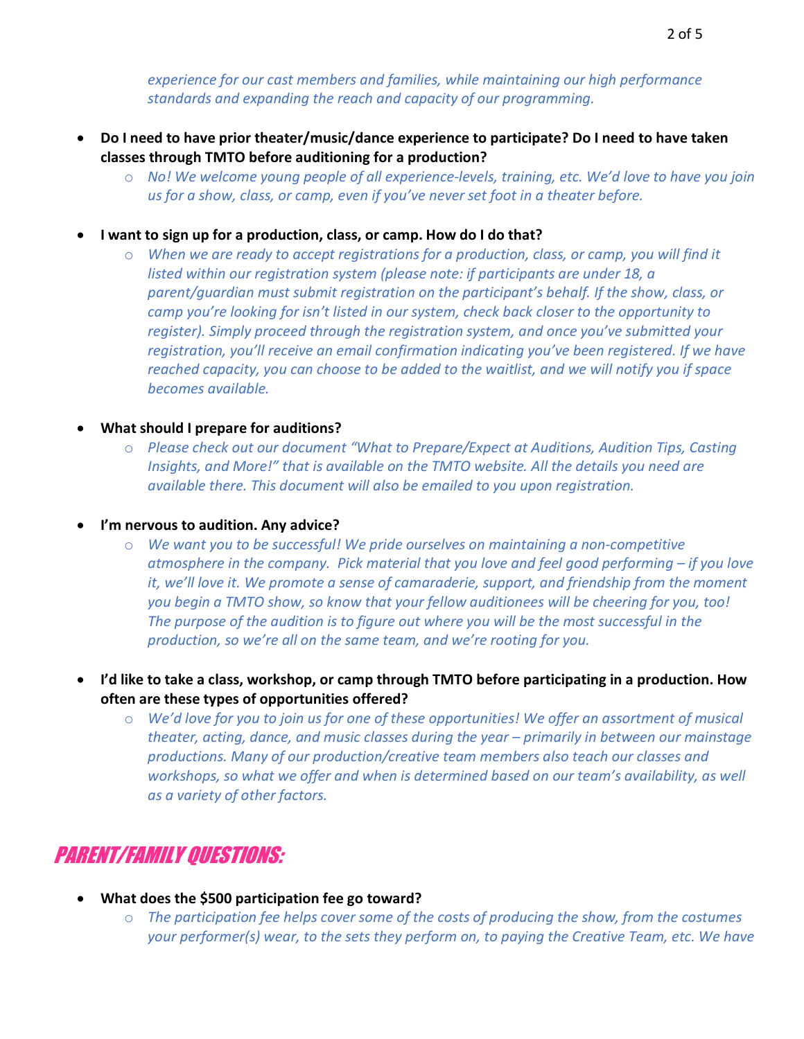*experience for our cast members and families, while maintaining our high performance standards and expanding the reach and capacity of our programming.*

- **Do I need to have prior theater/music/dance experience to participate? Do I need to have taken classes through TMTO before auditioning for a production?**
  - *No! We welcome young people of all experience-levels, training, etc. We'd love to have you join us for a show, class, or camp, even if you've never set foot in a theater before.*

- **I want to sign up for a production, class, or camp. How do I do that?**
  - *When we are ready to accept registrations for a production, class, or camp, you will find it listed within our registration system (please note: if participants are under 18, a parent/guardian must submit registration on the participant's behalf. If the show, class, or camp you're looking for isn't listed in our system, check back closer to the opportunity to register). Simply proceed through the registration system, and once you've submitted your registration, you'll receive an email confirmation indicating you've been registered. If we have reached capacity, you can choose to be added to the waitlist, and we will notify you if space becomes available.*

- **What should I prepare for auditions?**
  - *Please check out our document "What to Prepare/Expect at Auditions, Audition Tips, Casting Insights, and More!" that is available on the TMTO website. All the details you need are available there. This document will also be emailed to you upon registration.*

- **I'm nervous to audition. Any advice?**
  - *We want you to be successful! We pride ourselves on maintaining a non-competitive atmosphere in the company. Pick material that you love and feel good performing – if you love it, we'll love it. We promote a sense of camaraderie, support, and friendship from the moment you begin a TMTO show, so know that your fellow auditionees will be cheering for you, too! The purpose of the audition is to figure out where you will be the most successful in the production, so we're all on the same team, and we're rooting for you.*

- **I'd like to take a class, workshop, or camp through TMTO before participating in a production. How often are these types of opportunities offered?**
  - *We'd love for you to join us for one of these opportunities! We offer an assortment of musical theater, acting, dance, and music classes during the year – primarily in between our mainstage productions. Many of our production/creative team members also teach our classes and workshops, so what we offer and when is determined based on our team's availability, as well as a variety of other factors.*

## PARENT/FAMILY QUESTIONS:

- **What does the $500 participation fee go toward?**
  - *The participation fee helps cover some of the costs of producing the show, from the costumes your performer(s) wear, to the sets they perform on, to paying the Creative Team, etc. We have*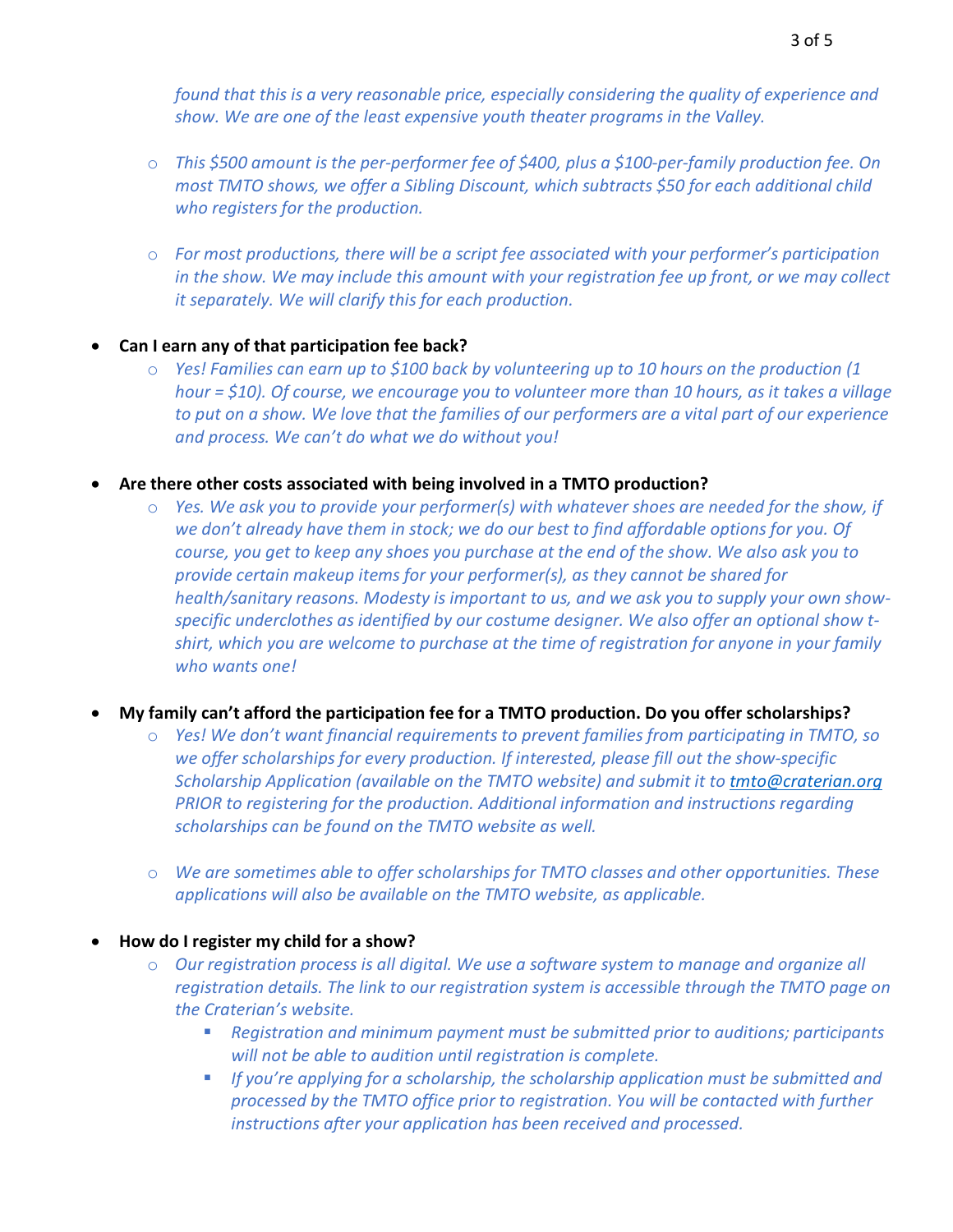*found that this is a very reasonable price, especially considering the quality of experience and show. We are one of the least expensive youth theater programs in the Valley.*

  - *This $500 amount is the per-performer fee of $400, plus a $100-per-family production fee. On most TMTO shows, we offer a Sibling Discount, which subtracts $50 for each additional child who registers for the production.*

  - *For most productions, there will be a script fee associated with your performer's participation in the show. We may include this amount with your registration fee up front, or we may collect it separately. We will clarify this for each production.*

- **Can I earn any of that participation fee back?**
  - *Yes! Families can earn up to $100 back by volunteering up to 10 hours on the production (1 hour = $10). Of course, we encourage you to volunteer more than 10 hours, as it takes a village to put on a show. We love that the families of our performers are a vital part of our experience and process. We can't do what we do without you!*

- **Are there other costs associated with being involved in a TMTO production?**
  - *Yes. We ask you to provide your performer(s) with whatever shoes are needed for the show, if we don't already have them in stock; we do our best to find affordable options for you. Of course, you get to keep any shoes you purchase at the end of the show. We also ask you to provide certain makeup items for your performer(s), as they cannot be shared for health/sanitary reasons. Modesty is important to us, and we ask you to supply your own show-specific underclothes as identified by our costume designer. We also offer an optional show t-shirt, which you are welcome to purchase at the time of registration for anyone in your family who wants one!*

- **My family can't afford the participation fee for a TMTO production. Do you offer scholarships?**
  - *Yes! We don't want financial requirements to prevent families from participating in TMTO, so we offer scholarships for every production. If interested, please fill out the show-specific Scholarship Application (available on the TMTO website) and submit it to [tmto@craterian.org](mailto:tmto@craterian.org) PRIOR to registering for the production. Additional information and instructions regarding scholarships can be found on the TMTO website as well.*

  - *We are sometimes able to offer scholarships for TMTO classes and other opportunities. These applications will also be available on the TMTO website, as applicable.*

- **How do I register my child for a show?**
  - *Our registration process is all digital. We use a software system to manage and organize all registration details. The link to our registration system is accessible through the TMTO page on the Craterian's website.*
    - *Registration and minimum payment must be submitted prior to auditions; participants will not be able to audition until registration is complete.*
    - *If you're applying for a scholarship, the scholarship application must be submitted and processed by the TMTO office prior to registration. You will be contacted with further instructions after your application has been received and processed.*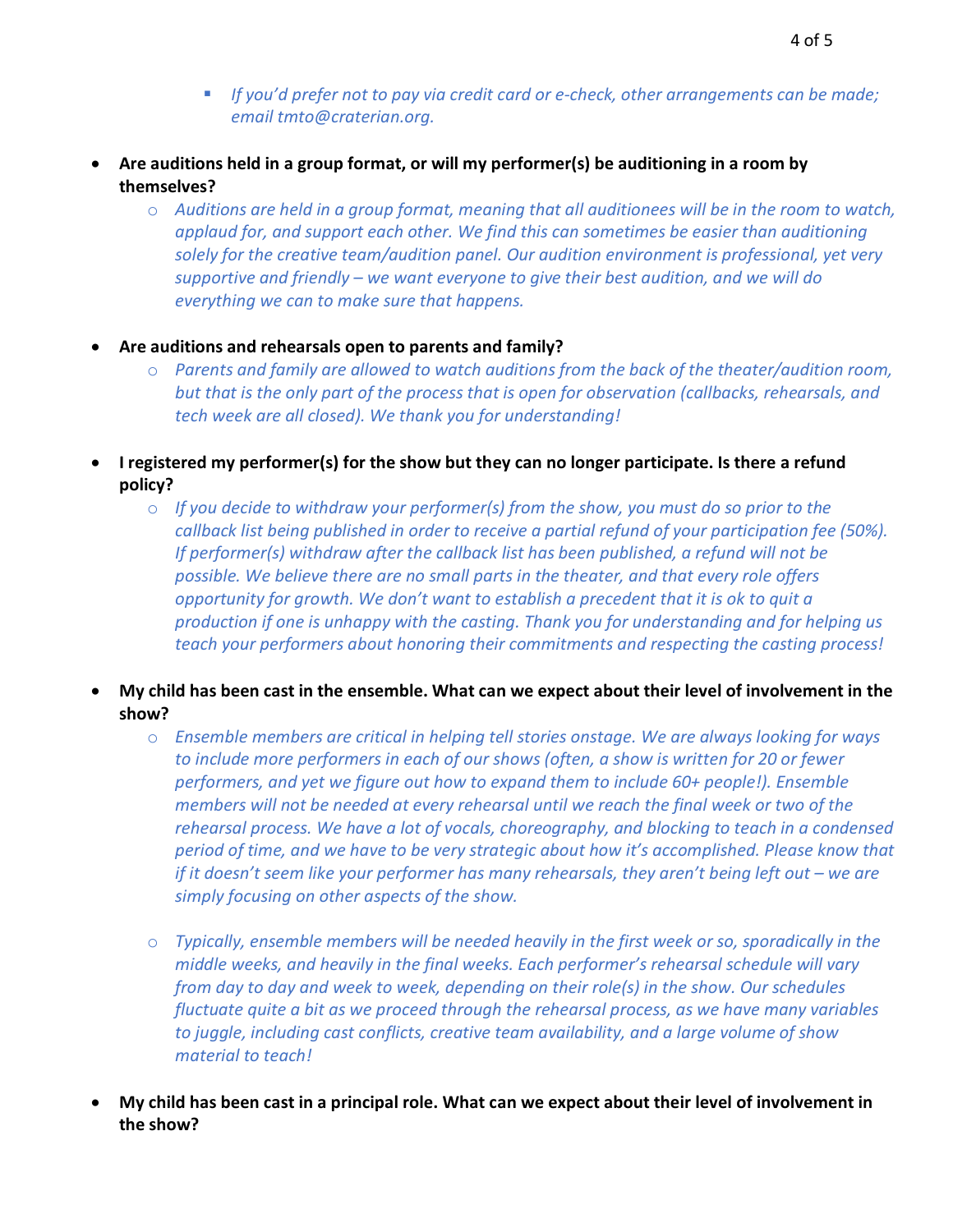- *If you'd prefer not to pay via credit card or e-check, other arrangements can be made; email tmto@craterian.org.*

- **Are auditions held in a group format, or will my performer(s) be auditioning in a room by themselves?**
  - *Auditions are held in a group format, meaning that all auditionees will be in the room to watch, applaud for, and support each other. We find this can sometimes be easier than auditioning solely for the creative team/audition panel. Our audition environment is professional, yet very supportive and friendly – we want everyone to give their best audition, and we will do everything we can to make sure that happens.*

- **Are auditions and rehearsals open to parents and family?**
  - *Parents and family are allowed to watch auditions from the back of the theater/audition room, but that is the only part of the process that is open for observation (callbacks, rehearsals, and tech week are all closed). We thank you for understanding!*

- **I registered my performer(s) for the show but they can no longer participate. Is there a refund policy?**
  - *If you decide to withdraw your performer(s) from the show, you must do so prior to the callback list being published in order to receive a partial refund of your participation fee (50%). If performer(s) withdraw after the callback list has been published, a refund will not be possible. We believe there are no small parts in the theater, and that every role offers opportunity for growth. We don't want to establish a precedent that it is ok to quit a production if one is unhappy with the casting. Thank you for understanding and for helping us teach your performers about honoring their commitments and respecting the casting process!*

- **My child has been cast in the ensemble. What can we expect about their level of involvement in the show?**
  - *Ensemble members are critical in helping tell stories onstage. We are always looking for ways to include more performers in each of our shows (often, a show is written for 20 or fewer performers, and yet we figure out how to expand them to include 60+ people!). Ensemble members will not be needed at every rehearsal until we reach the final week or two of the rehearsal process. We have a lot of vocals, choreography, and blocking to teach in a condensed period of time, and we have to be very strategic about how it's accomplished. Please know that if it doesn't seem like your performer has many rehearsals, they aren't being left out – we are simply focusing on other aspects of the show.*

  - *Typically, ensemble members will be needed heavily in the first week or so, sporadically in the middle weeks, and heavily in the final weeks. Each performer's rehearsal schedule will vary from day to day and week to week, depending on their role(s) in the show. Our schedules fluctuate quite a bit as we proceed through the rehearsal process, as we have many variables to juggle, including cast conflicts, creative team availability, and a large volume of show material to teach!*

- **My child has been cast in a principal role. What can we expect about their level of involvement in the show?**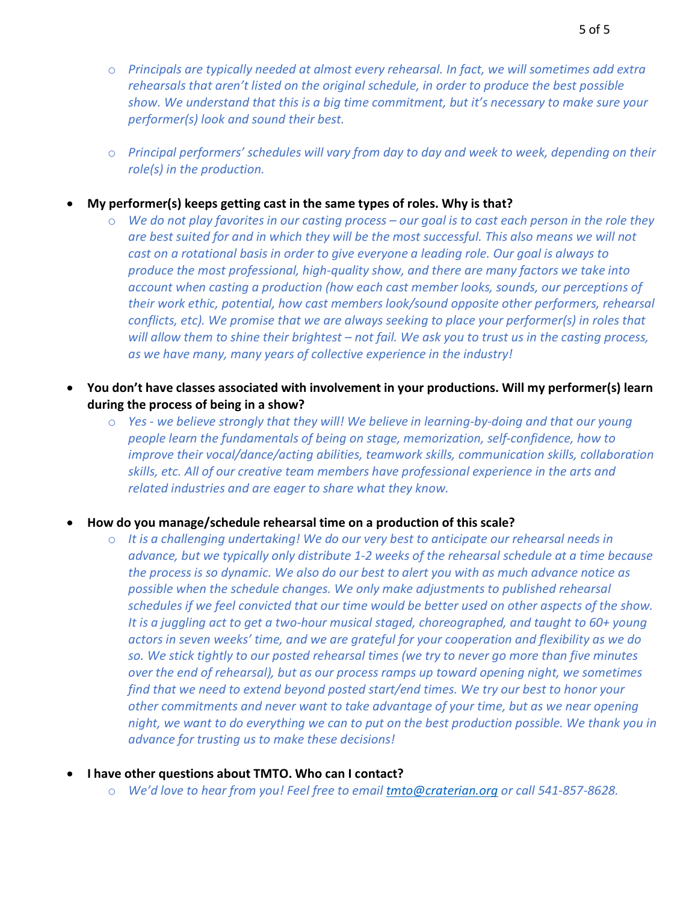- *Principals are typically needed at almost every rehearsal. In fact, we will sometimes add extra rehearsals that aren't listed on the original schedule, in order to produce the best possible show. We understand that this is a big time commitment, but it's necessary to make sure your performer(s) look and sound their best.*
- *Principal performers' schedules will vary from day to day and week to week, depending on their role(s) in the production.*

- **My performer(s) keeps getting cast in the same types of roles. Why is that?**
  - *We do not play favorites in our casting process – our goal is to cast each person in the role they are best suited for and in which they will be the most successful. This also means we will not cast on a rotational basis in order to give everyone a leading role. Our goal is always to produce the most professional, high-quality show, and there are many factors we take into account when casting a production (how each cast member looks, sounds, our perceptions of their work ethic, potential, how cast members look/sound opposite other performers, rehearsal conflicts, etc). We promise that we are always seeking to place your performer(s) in roles that will allow them to shine their brightest – not fail. We ask you to trust us in the casting process, as we have many, many years of collective experience in the industry!*

- **You don't have classes associated with involvement in your productions. Will my performer(s) learn during the process of being in a show?**
  - *Yes - we believe strongly that they will! We believe in learning-by-doing and that our young people learn the fundamentals of being on stage, memorization, self-confidence, how to improve their vocal/dance/acting abilities, teamwork skills, communication skills, collaboration skills, etc. All of our creative team members have professional experience in the arts and related industries and are eager to share what they know.*

- **How do you manage/schedule rehearsal time on a production of this scale?**
  - *It is a challenging undertaking! We do our very best to anticipate our rehearsal needs in advance, but we typically only distribute 1-2 weeks of the rehearsal schedule at a time because the process is so dynamic. We also do our best to alert you with as much advance notice as possible when the schedule changes. We only make adjustments to published rehearsal schedules if we feel convicted that our time would be better used on other aspects of the show. It is a juggling act to get a two-hour musical staged, choreographed, and taught to 60+ young actors in seven weeks' time, and we are grateful for your cooperation and flexibility as we do so. We stick tightly to our posted rehearsal times (we try to never go more than five minutes over the end of rehearsal), but as our process ramps up toward opening night, we sometimes find that we need to extend beyond posted start/end times. We try our best to honor your other commitments and never want to take advantage of your time, but as we near opening night, we want to do everything we can to put on the best production possible. We thank you in advance for trusting us to make these decisions!*

- **I have other questions about TMTO. Who can I contact?**
  - *We'd love to hear from you! Feel free to email [tmto@craterian.org](mailto:tmto@craterian.org) or call 541-857-8628.*